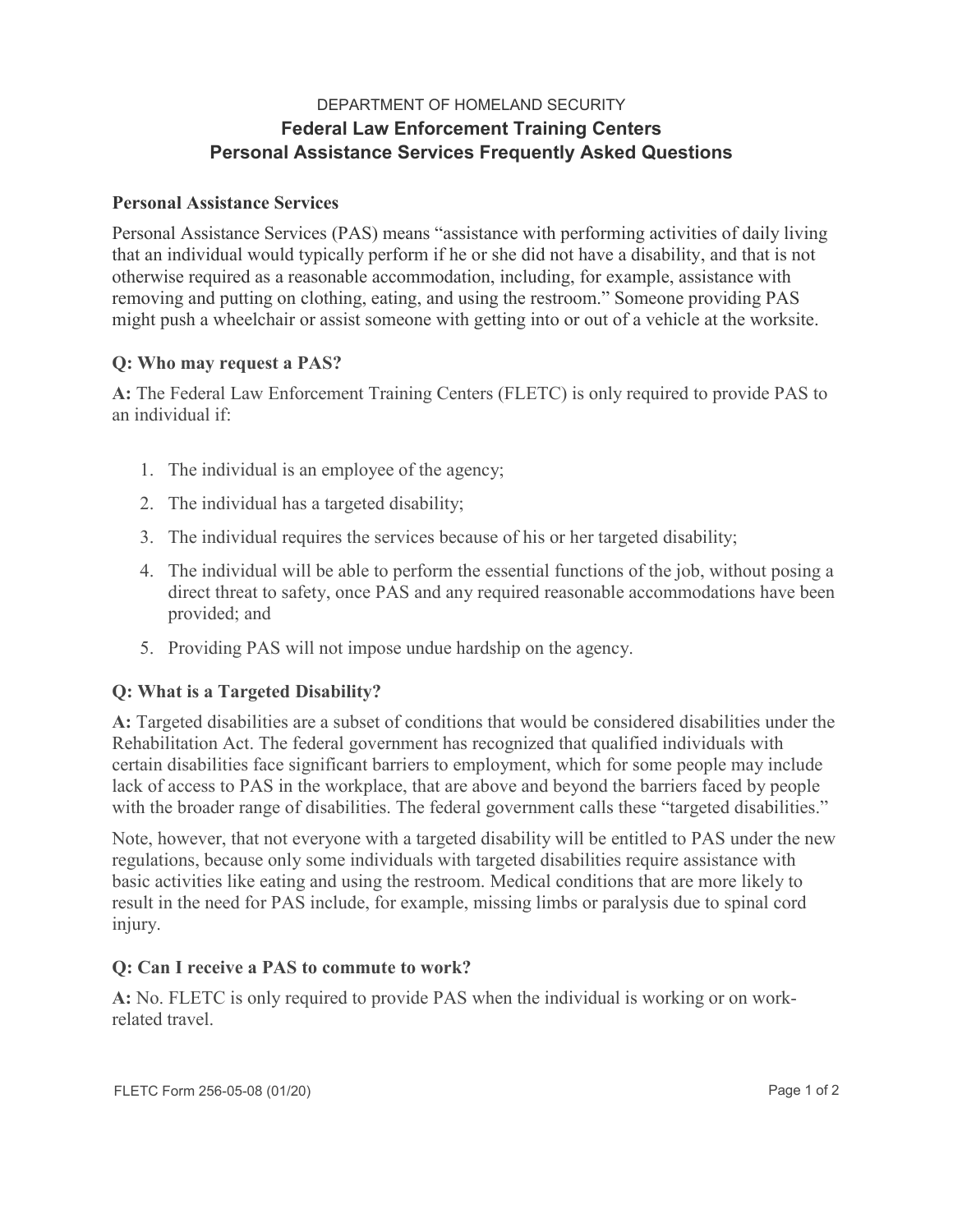DEPARTMENT OF HOMELAND SECURITY

# Federal Law Enforcement Training Centers
# Personal Assistance Services Frequently Asked Questions

### Personal Assistance Services

Personal Assistance Services (PAS) means "assistance with performing activities of daily living that an individual would typically perform if he or she did not have a disability, and that is not otherwise required as a reasonable accommodation, including, for example, assistance with removing and putting on clothing, eating, and using the restroom." Someone providing PAS might push a wheelchair or assist someone with getting into or out of a vehicle at the worksite.

### Q: Who may request a PAS?

**A:** The Federal Law Enforcement Training Centers (FLETC) is only required to provide PAS to an individual if:

1. The individual is an employee of the agency;
2. The individual has a targeted disability;
3. The individual requires the services because of his or her targeted disability;
4. The individual will be able to perform the essential functions of the job, without posing a direct threat to safety, once PAS and any required reasonable accommodations have been provided; and
5. Providing PAS will not impose undue hardship on the agency.

### Q: What is a Targeted Disability?

**A:** Targeted disabilities are a subset of conditions that would be considered disabilities under the Rehabilitation Act. The federal government has recognized that qualified individuals with certain disabilities face significant barriers to employment, which for some people may include lack of access to PAS in the workplace, that are above and beyond the barriers faced by people with the broader range of disabilities. The federal government calls these "targeted disabilities."

Note, however, that not everyone with a targeted disability will be entitled to PAS under the new regulations, because only some individuals with targeted disabilities require assistance with basic activities like eating and using the restroom. Medical conditions that are more likely to result in the need for PAS include, for example, missing limbs or paralysis due to spinal cord injury.

### Q: Can I receive a PAS to commute to work?

**A:** No. FLETC is only required to provide PAS when the individual is working or on work-related travel.

FLETC Form 256-05-08 (01/20)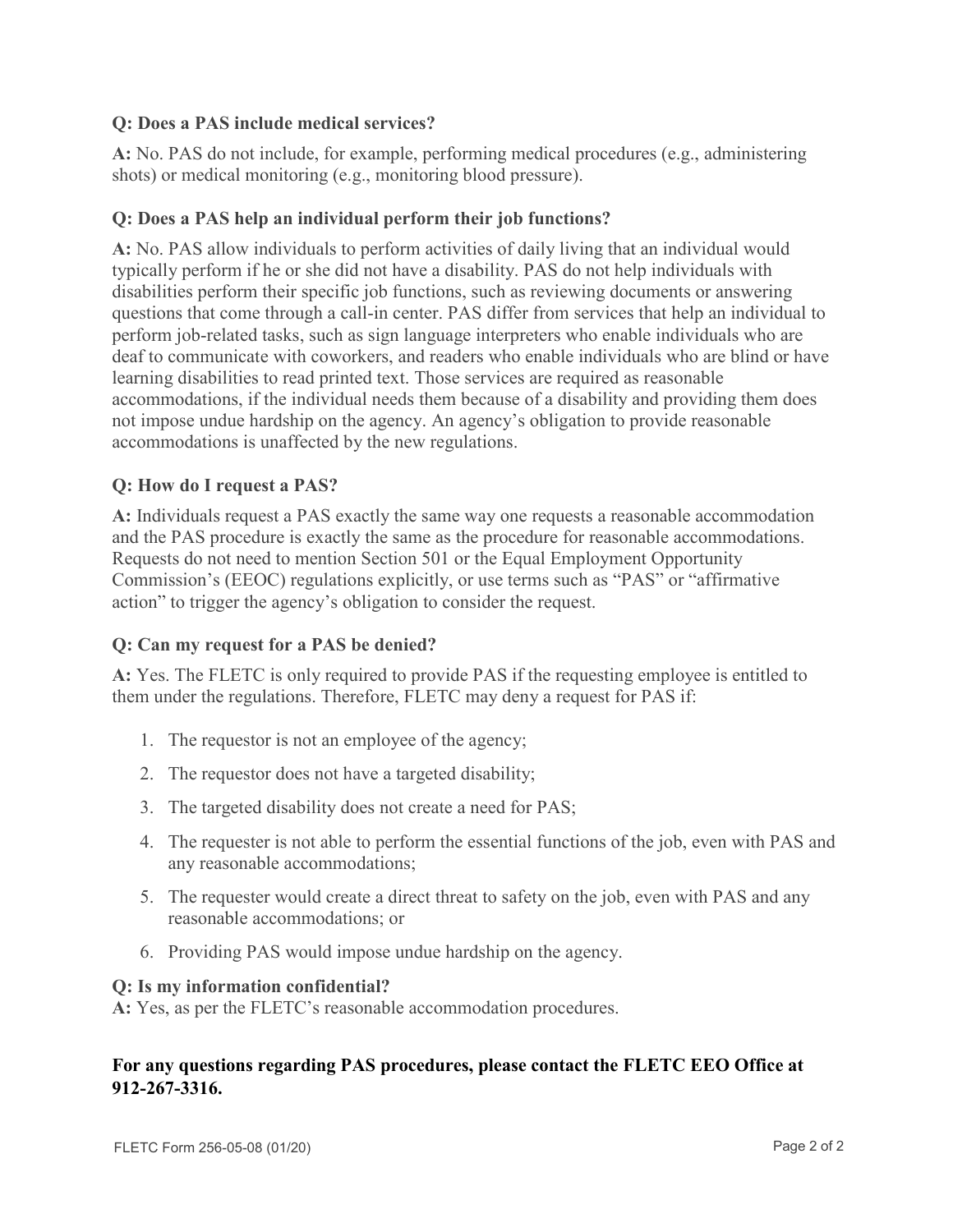**Q: Does a PAS include medical services?**

**A:** No. PAS do not include, for example, performing medical procedures (e.g., administering shots) or medical monitoring (e.g., monitoring blood pressure).

**Q: Does a PAS help an individual perform their job functions?**

**A:** No. PAS allow individuals to perform activities of daily living that an individual would typically perform if he or she did not have a disability. PAS do not help individuals with disabilities perform their specific job functions, such as reviewing documents or answering questions that come through a call-in center. PAS differ from services that help an individual to perform job-related tasks, such as sign language interpreters who enable individuals who are deaf to communicate with coworkers, and readers who enable individuals who are blind or have learning disabilities to read printed text. Those services are required as reasonable accommodations, if the individual needs them because of a disability and providing them does not impose undue hardship on the agency. An agency's obligation to provide reasonable accommodations is unaffected by the new regulations.

**Q: How do I request a PAS?**

**A:** Individuals request a PAS exactly the same way one requests a reasonable accommodation and the PAS procedure is exactly the same as the procedure for reasonable accommodations. Requests do not need to mention Section 501 or the Equal Employment Opportunity Commission's (EEOC) regulations explicitly, or use terms such as "PAS" or "affirmative action" to trigger the agency's obligation to consider the request.

**Q: Can my request for a PAS be denied?**

**A:** Yes. The FLETC is only required to provide PAS if the requesting employee is entitled to them under the regulations. Therefore, FLETC may deny a request for PAS if:

1. The requestor is not an employee of the agency;
2. The requestor does not have a targeted disability;
3. The targeted disability does not create a need for PAS;
4. The requester is not able to perform the essential functions of the job, even with PAS and any reasonable accommodations;
5. The requester would create a direct threat to safety on the job, even with PAS and any reasonable accommodations; or
6. Providing PAS would impose undue hardship on the agency.

**Q: Is my information confidential?**

**A:** Yes, as per the FLETC's reasonable accommodation procedures.

**For any questions regarding PAS procedures, please contact the FLETC EEO Office at 912-267-3316.**

FLETC Form 256-05-08 (01/20)